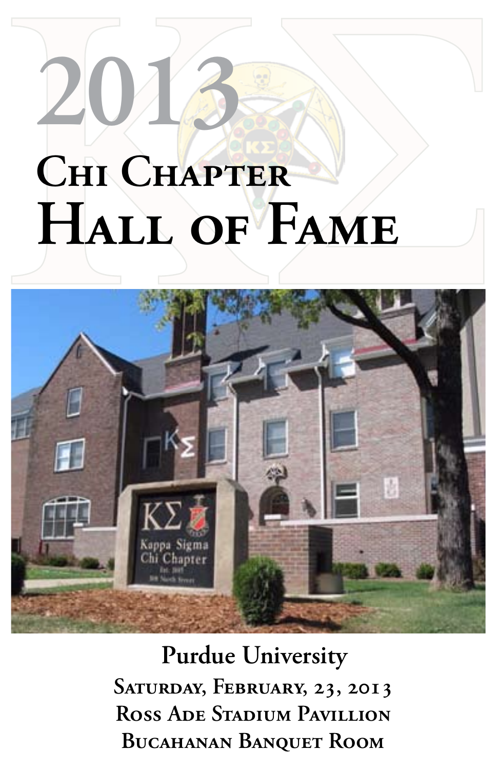# 2013

# Chi Chapter Hall of Fame

Purdue University

Saturday, February, 23, 2013

Ross Ade Stadium Pavillion

Bucahanan Banquet Room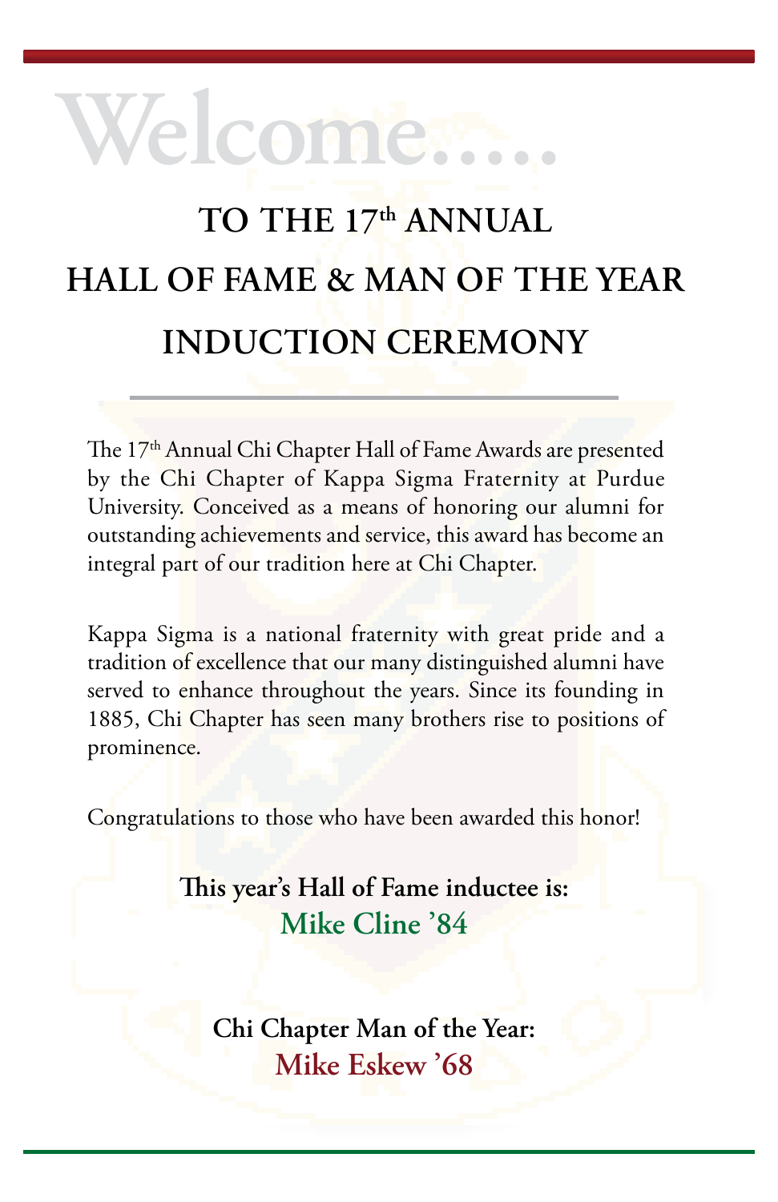# Welcome.....

## TO THE 17th ANNUAL HALL OF FAME & MAN OF THE YEAR INDUCTION CEREMONY

The 17th Annual Chi Chapter Hall of Fame Awards are presented by the Chi Chapter of Kappa Sigma Fraternity at Purdue University. Conceived as a means of honoring our alumni for outstanding achievements and service, this award has become an integral part of our tradition here at Chi Chapter.

Kappa Sigma is a national fraternity with great pride and a tradition of excellence that our many distinguished alumni have served to enhance throughout the years. Since its founding in 1885, Chi Chapter has seen many brothers rise to positions of prominence.

Congratulations to those who have been awarded this honor!

**This year's Hall of Fame inductee is:**
**Mike Cline '84**

**Chi Chapter Man of the Year:**
**Mike Eskew '68**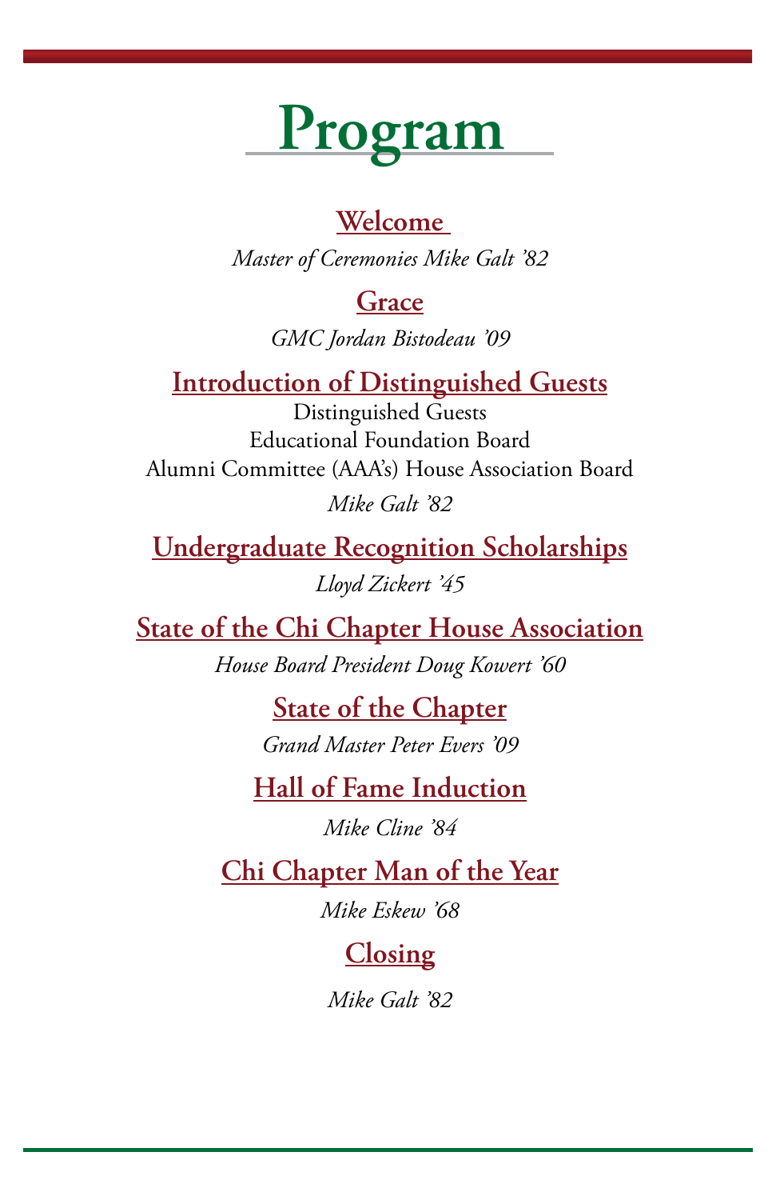# Program

## Welcome

*Master of Ceremonies Mike Galt '82*

## Grace

*GMC Jordan Bistodeau '09*

## Introduction of Distinguished Guests

Distinguished Guests
Educational Foundation Board
Alumni Committee (AAA's) House Association Board

*Mike Galt '82*

## Undergraduate Recognition Scholarships

*Lloyd Zickert '45*

## State of the Chi Chapter House Association

*House Board President Doug Kowert '60*

## State of the Chapter

*Grand Master Peter Evers '09*

## Hall of Fame Induction

*Mike Cline '84*

## Chi Chapter Man of the Year

*Mike Eskew '68*

## Closing

*Mike Galt '82*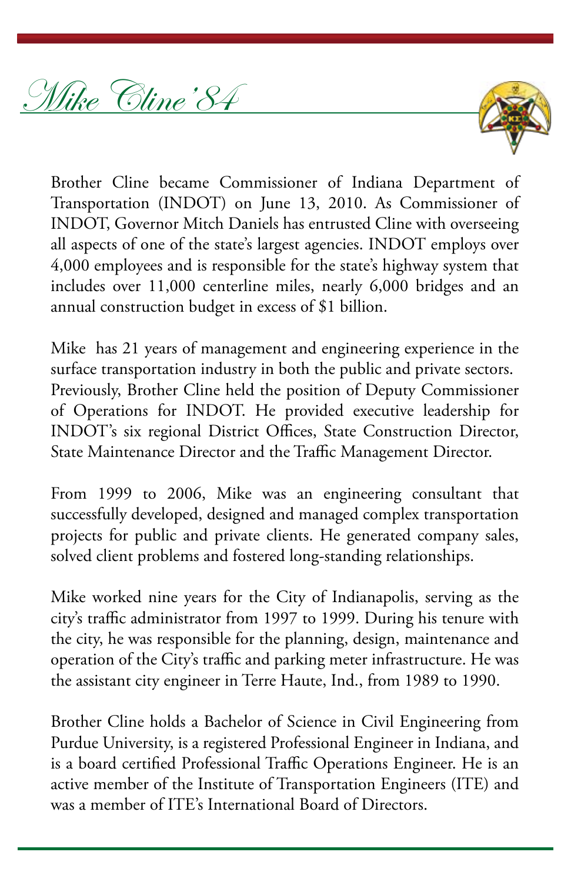# *Mike Cline '84*

Brother Cline became Commissioner of Indiana Department of Transportation (INDOT) on June 13, 2010. As Commissioner of INDOT, Governor Mitch Daniels has entrusted Cline with overseeing all aspects of one of the state's largest agencies. INDOT employs over 4,000 employees and is responsible for the state's highway system that includes over 11,000 centerline miles, nearly 6,000 bridges and an annual construction budget in excess of $1 billion.

Mike has 21 years of management and engineering experience in the surface transportation industry in both the public and private sectors. Previously, Brother Cline held the position of Deputy Commissioner of Operations for INDOT. He provided executive leadership for INDOT's six regional District Offices, State Construction Director, State Maintenance Director and the Traffic Management Director.

From 1999 to 2006, Mike was an engineering consultant that successfully developed, designed and managed complex transportation projects for public and private clients. He generated company sales, solved client problems and fostered long-standing relationships.

Mike worked nine years for the City of Indianapolis, serving as the city's traffic administrator from 1997 to 1999. During his tenure with the city, he was responsible for the planning, design, maintenance and operation of the City's traffic and parking meter infrastructure. He was the assistant city engineer in Terre Haute, Ind., from 1989 to 1990.

Brother Cline holds a Bachelor of Science in Civil Engineering from Purdue University, is a registered Professional Engineer in Indiana, and is a board certified Professional Traffic Operations Engineer. He is an active member of the Institute of Transportation Engineers (ITE) and was a member of ITE's International Board of Directors.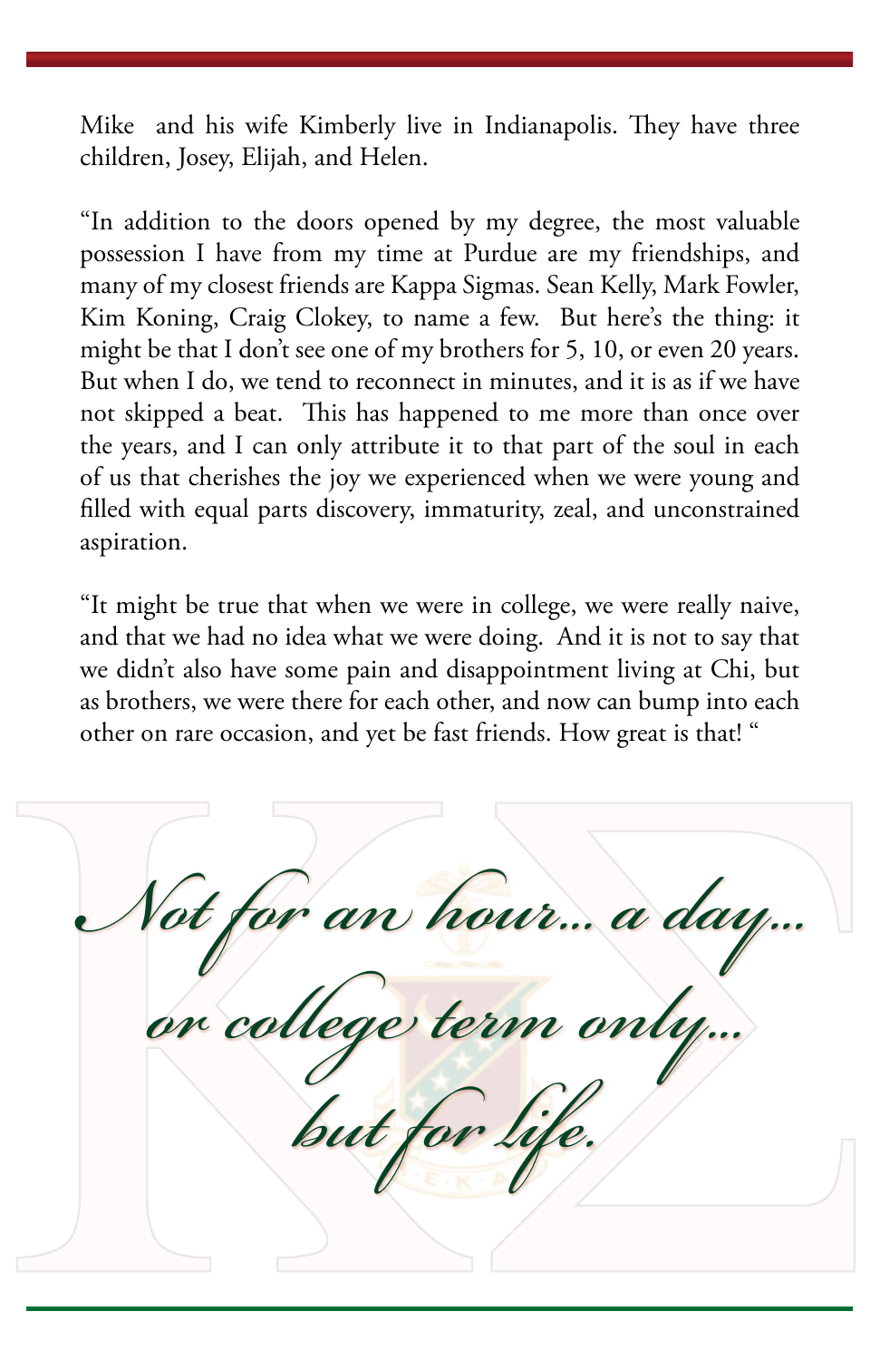Mike  and his wife Kimberly live in Indianapolis. They have three children, Josey, Elijah, and Helen.

"In addition to the doors opened by my degree, the most valuable possession I have from my time at Purdue are my friendships, and many of my closest friends are Kappa Sigmas. Sean Kelly, Mark Fowler, Kim Koning, Craig Clokey, to name a few.  But here's the thing: it might be that I don't see one of my brothers for 5, 10, or even 20 years. But when I do, we tend to reconnect in minutes, and it is as if we have not skipped a beat.  This has happened to me more than once over the years, and I can only attribute it to that part of the soul in each of us that cherishes the joy we experienced when we were young and filled with equal parts discovery, immaturity, zeal, and unconstrained aspiration.

"It might be true that when we were in college, we were really naive, and that we had no idea what we were doing.  And it is not to say that we didn't also have some pain and disappointment living at Chi, but as brothers, we were there for each other, and now can bump into each other on rare occasion, and yet be fast friends. How great is that! "

*Not for an hour... a day...*
*or college term only...*
*but for life.*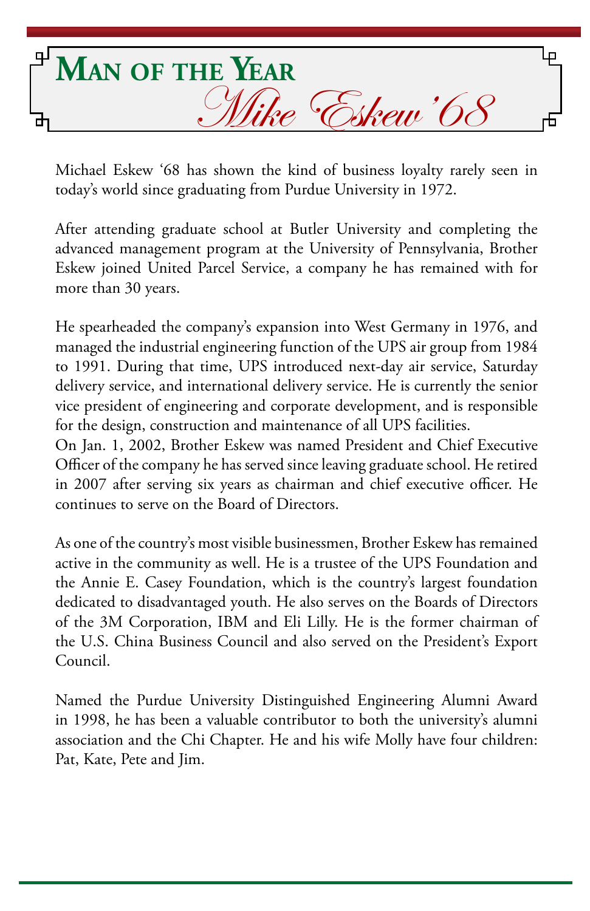# Man of the Year

## *Mike Eskew '68*

Michael Eskew '68 has shown the kind of business loyalty rarely seen in today's world since graduating from Purdue University in 1972.

After attending graduate school at Butler University and completing the advanced management program at the University of Pennsylvania, Brother Eskew joined United Parcel Service, a company he has remained with for more than 30 years.

He spearheaded the company's expansion into West Germany in 1976, and managed the industrial engineering function of the UPS air group from 1984 to 1991. During that time, UPS introduced next-day air service, Saturday delivery service, and international delivery service. He is currently the senior vice president of engineering and corporate development, and is responsible for the design, construction and maintenance of all UPS facilities.
On Jan. 1, 2002, Brother Eskew was named President and Chief Executive Officer of the company he has served since leaving graduate school. He retired in 2007 after serving six years as chairman and chief executive officer. He continues to serve on the Board of Directors.

As one of the country's most visible businessmen, Brother Eskew has remained active in the community as well. He is a trustee of the UPS Foundation and the Annie E. Casey Foundation, which is the country's largest foundation dedicated to disadvantaged youth. He also serves on the Boards of Directors of the 3M Corporation, IBM and Eli Lilly. He is the former chairman of the U.S. China Business Council and also served on the President's Export Council.

Named the Purdue University Distinguished Engineering Alumni Award in 1998, he has been a valuable contributor to both the university's alumni association and the Chi Chapter. He and his wife Molly have four children: Pat, Kate, Pete and Jim.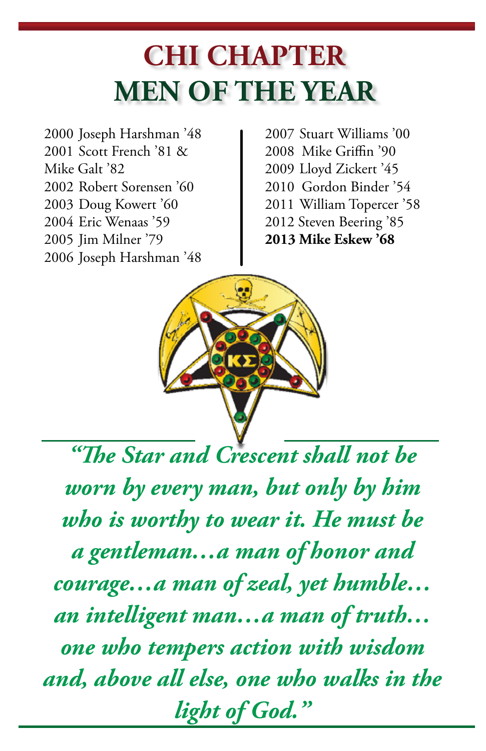# CHI CHAPTER
# MEN OF THE YEAR

2000 Joseph Harshman '48
2001 Scott French '81 & Mike Galt '82
2002 Robert Sorensen '60
2003 Doug Kowert '60
2004 Eric Wenaas '59
2005 Jim Milner '79
2006 Joseph Harshman '48
2007 Stuart Williams '00
2008 Mike Griffin '90
2009 Lloyd Zickert '45
2010 Gordon Binder '54
2011 William Topercer '58
2012 Steven Beering '85
**2013 Mike Eskew '68**

*"The Star and Crescent shall not be worn by every man, but only by him who is worthy to wear it. He must be a gentleman…a man of honor and courage…a man of zeal, yet humble… an intelligent man…a man of truth… one who tempers action with wisdom and, above all else, one who walks in the light of God."*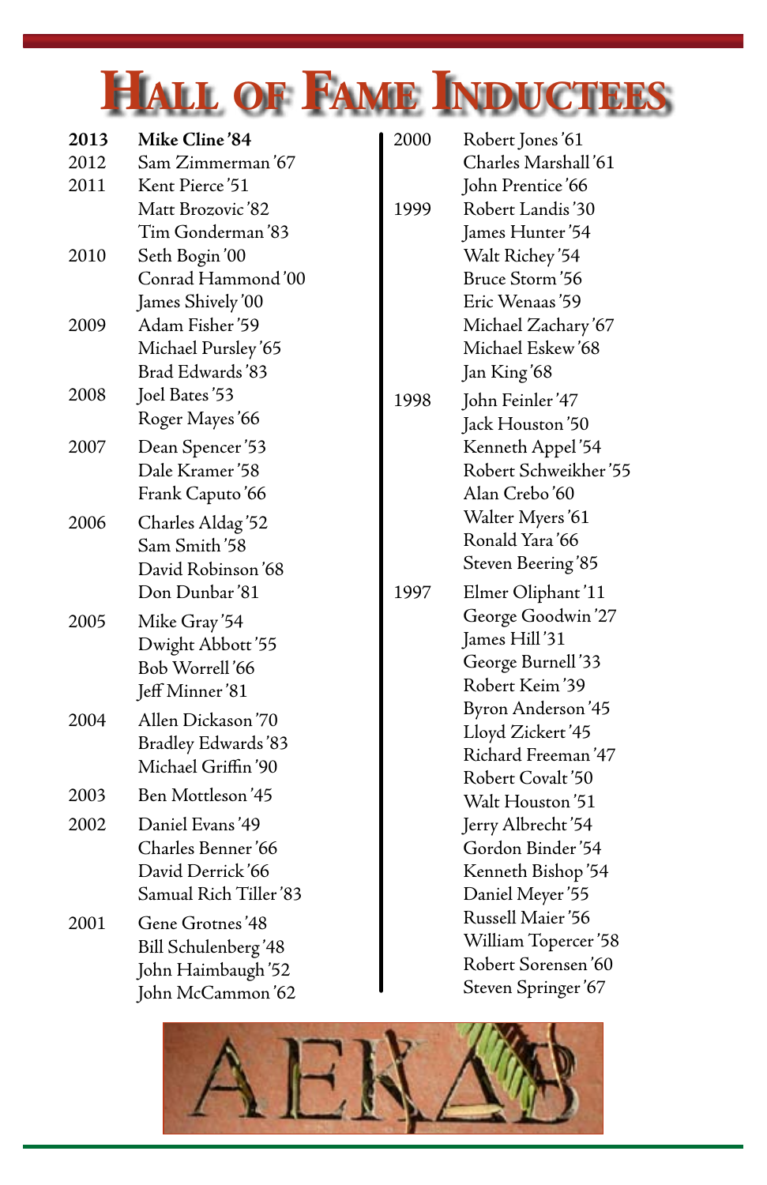# Hall of Fame Inductees

| | |
|---|---|
| **2013** | **Mike Cline '84** |
| 2012 | Sam Zimmerman '67 |
| 2011 | Kent Pierce '51 |
| | Matt Brozovic '82 |
| | Tim Gonderman '83 |
| 2010 | Seth Bogin '00 |
| | Conrad Hammond '00 |
| | James Shively '00 |
| 2009 | Adam Fisher '59 |
| | Michael Pursley '65 |
| | Brad Edwards '83 |
| 2008 | Joel Bates '53 |
| | Roger Mayes '66 |
| 2007 | Dean Spencer '53 |
| | Dale Kramer '58 |
| | Frank Caputo '66 |
| 2006 | Charles Aldag '52 |
| | Sam Smith '58 |
| | David Robinson '68 |
| | Don Dunbar '81 |
| 2005 | Mike Gray '54 |
| | Dwight Abbott '55 |
| | Bob Worrell '66 |
| | Jeff Minner '81 |
| 2004 | Allen Dickason '70 |
| | Bradley Edwards '83 |
| | Michael Griffin '90 |
| 2003 | Ben Mottleson '45 |
| 2002 | Daniel Evans '49 |
| | Charles Benner '66 |
| | David Derrick '66 |
| | Samual Rich Tiller '83 |
| 2001 | Gene Grotnes '48 |
| | Bill Schulenberg '48 |
| | John Haimbaugh '52 |
| | John McCammon '62 |
| 2000 | Robert Jones '61 |
| | Charles Marshall '61 |
| | John Prentice '66 |
| 1999 | Robert Landis '30 |
| | James Hunter '54 |
| | Walt Richey '54 |
| | Bruce Storm '56 |
| | Eric Wenaas '59 |
| | Michael Zachary '67 |
| | Michael Eskew '68 |
| | Jan King '68 |
| 1998 | John Feinler '47 |
| | Jack Houston '50 |
| | Kenneth Appel '54 |
| | Robert Schweikher '55 |
| | Alan Crebo '60 |
| | Walter Myers '61 |
| | Ronald Yara '66 |
| | Steven Beering '85 |
| 1997 | Elmer Oliphant '11 |
| | George Goodwin '27 |
| | James Hill '31 |
| | George Burnell '33 |
| | Robert Keim '39 |
| | Byron Anderson '45 |
| | Lloyd Zickert '45 |
| | Richard Freeman '47 |
| | Robert Covalt '50 |
| | Walt Houston '51 |
| | Jerry Albrecht '54 |
| | Gordon Binder '54 |
| | Kenneth Bishop '54 |
| | Daniel Meyer '55 |
| | Russell Maier '56 |
| | William Topercer '58 |
| | Robert Sorensen '60 |
| | Steven Springer '67 |